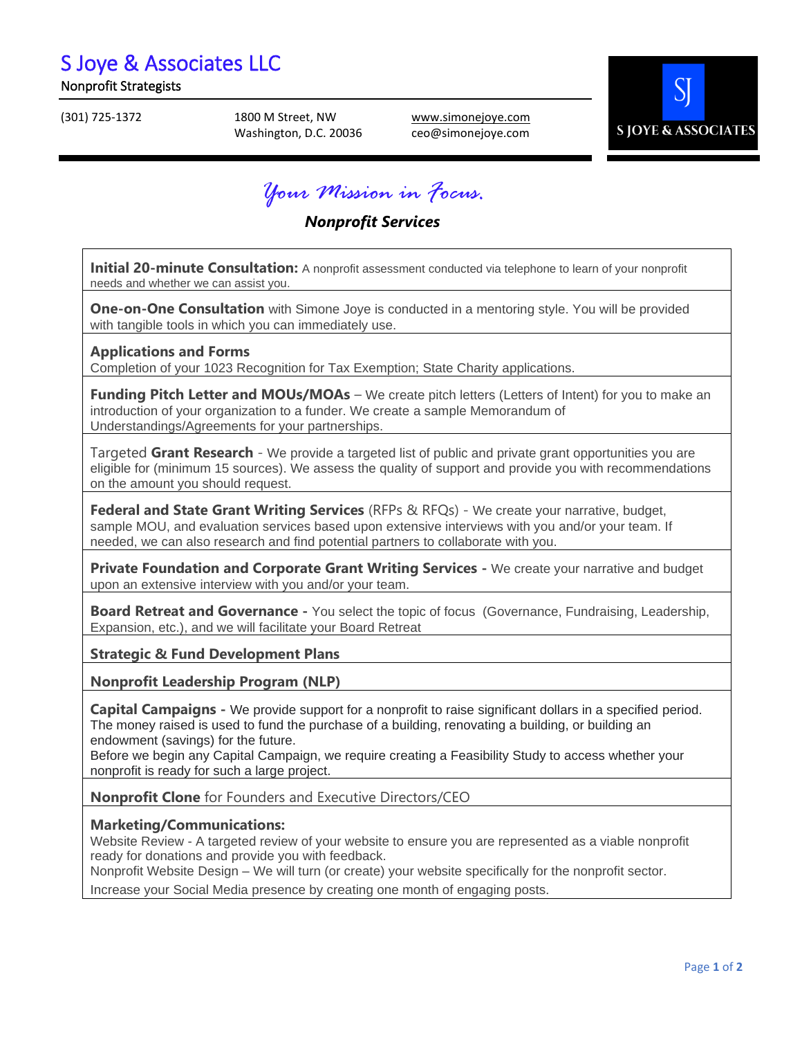# S Joye & Associates LLC

Nonprofit Strategists

(301) 725-1372

1800 M Street, NW
Washington, D.C. 20036

www.simonejoye.com
ceo@simonejoye.com

S JOYE & ASSOCIATES

*Your Mission in Focus.*

## *Nonprofit Services*

**Initial 20-minute Consultation:** A nonprofit assessment conducted via telephone to learn of your nonprofit needs and whether we can assist you.

**One-on-One Consultation** with Simone Joye is conducted in a mentoring style. You will be provided with tangible tools in which you can immediately use.

**Applications and Forms**
Completion of your 1023 Recognition for Tax Exemption; State Charity applications.

**Funding Pitch Letter and MOUs/MOAs** – We create pitch letters (Letters of Intent) for you to make an introduction of your organization to a funder. We create a sample Memorandum of Understandings/Agreements for your partnerships.

Targeted **Grant Research** - We provide a targeted list of public and private grant opportunities you are eligible for (minimum 15 sources). We assess the quality of support and provide you with recommendations on the amount you should request.

**Federal and State Grant Writing Services** (RFPs & RFQs) - We create your narrative, budget, sample MOU, and evaluation services based upon extensive interviews with you and/or your team. If needed, we can also research and find potential partners to collaborate with you.

**Private Foundation and Corporate Grant Writing Services -** We create your narrative and budget upon an extensive interview with you and/or your team.

**Board Retreat and Governance -** You select the topic of focus (Governance, Fundraising, Leadership, Expansion, etc.), and we will facilitate your Board Retreat

**Strategic & Fund Development Plans**

**Nonprofit Leadership Program (NLP)**

**Capital Campaigns -** We provide support for a nonprofit to raise significant dollars in a specified period. The money raised is used to fund the purchase of a building, renovating a building, or building an endowment (savings) for the future.
Before we begin any Capital Campaign, we require creating a Feasibility Study to access whether your nonprofit is ready for such a large project.

**Nonprofit Clone** for Founders and Executive Directors/CEO

**Marketing/Communications:**
Website Review - A targeted review of your website to ensure you are represented as a viable nonprofit ready for donations and provide you with feedback.
Nonprofit Website Design – We will turn (or create) your website specifically for the nonprofit sector.
Increase your Social Media presence by creating one month of engaging posts.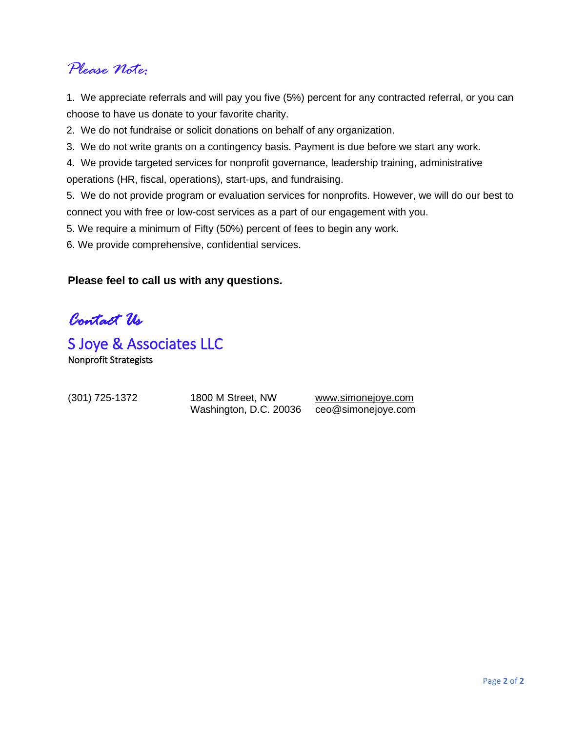## Please Note:

1. We appreciate referrals and will pay you five (5%) percent for any contracted referral, or you can choose to have us donate to your favorite charity.
2. We do not fundraise or solicit donations on behalf of any organization.
3. We do not write grants on a contingency basis. Payment is due before we start any work.
4. We provide targeted services for nonprofit governance, leadership training, administrative operations (HR, fiscal, operations), start-ups, and fundraising.
5. We do not provide program or evaluation services for nonprofits. However, we will do our best to connect you with free or low-cost services as a part of our engagement with you.
5. We require a minimum of Fifty (50%) percent of fees to begin any work.
6. We provide comprehensive, confidential services.

**Please feel to call us with any questions.**

## Contact Us

### S Joye & Associates LLC

Nonprofit Strategists

(301) 725-1372

1800 M Street, NW
Washington, D.C. 20036

www.simonejoye.com
ceo@simonejoye.com